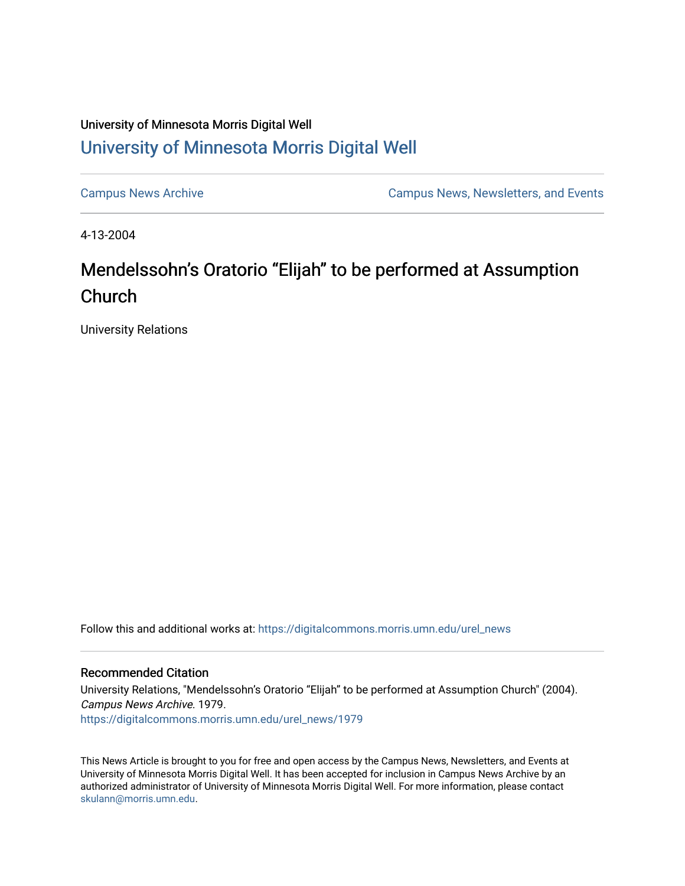University of Minnesota Morris Digital Well

# University of Minnesota Morris Digital Well

Campus News Archive

Campus News, Newsletters, and Events

4-13-2004

## Mendelssohn’s Oratorio “Elijah” to be performed at Assumption Church

University Relations

Follow this and additional works at: https://digitalcommons.morris.umn.edu/urel_news

### Recommended Citation

University Relations, "Mendelssohn’s Oratorio “Elijah” to be performed at Assumption Church" (2004). *Campus News Archive*. 1979.
https://digitalcommons.morris.umn.edu/urel_news/1979

This News Article is brought to you for free and open access by the Campus News, Newsletters, and Events at University of Minnesota Morris Digital Well. It has been accepted for inclusion in Campus News Archive by an authorized administrator of University of Minnesota Morris Digital Well. For more information, please contact skulann@morris.umn.edu.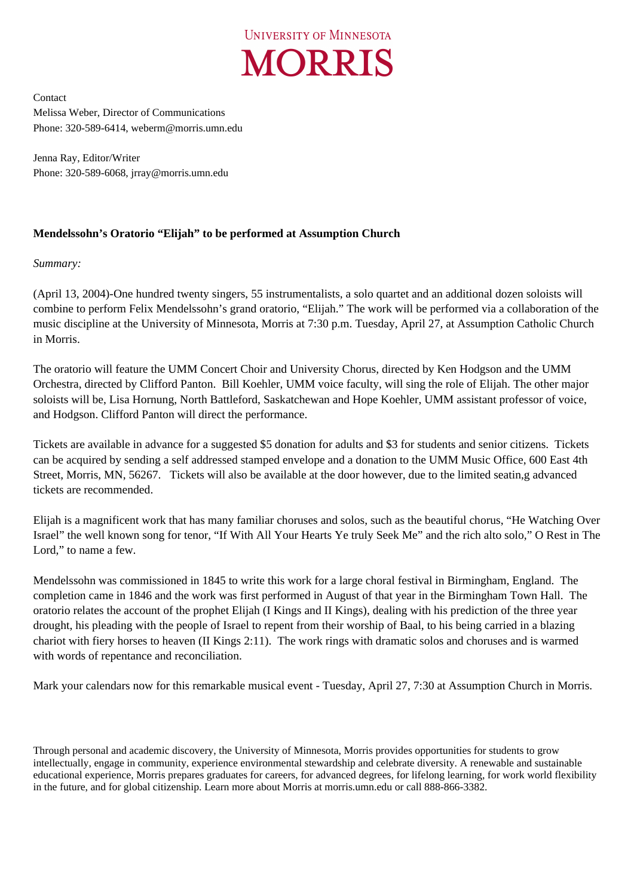UNIVERSITY OF MINNESOTA
MORRIS

Contact
Melissa Weber, Director of Communications
Phone: 320-589-6414, weberm@morris.umn.edu

Jenna Ray, Editor/Writer
Phone: 320-589-6068, jrray@morris.umn.edu

**Mendelssohn's Oratorio "Elijah" to be performed at Assumption Church**

*Summary:*

(April 13, 2004)-One hundred twenty singers, 55 instrumentalists, a solo quartet and an additional dozen soloists will combine to perform Felix Mendelssohn's grand oratorio, "Elijah." The work will be performed via a collaboration of the music discipline at the University of Minnesota, Morris at 7:30 p.m. Tuesday, April 27, at Assumption Catholic Church in Morris.

The oratorio will feature the UMM Concert Choir and University Chorus, directed by Ken Hodgson and the UMM Orchestra, directed by Clifford Panton. Bill Koehler, UMM voice faculty, will sing the role of Elijah. The other major soloists will be, Lisa Hornung, North Battleford, Saskatchewan and Hope Koehler, UMM assistant professor of voice, and Hodgson. Clifford Panton will direct the performance.

Tickets are available in advance for a suggested $5 donation for adults and $3 for students and senior citizens. Tickets can be acquired by sending a self addressed stamped envelope and a donation to the UMM Music Office, 600 East 4th Street, Morris, MN, 56267. Tickets will also be available at the door however, due to the limited seatin,g advanced tickets are recommended.

Elijah is a magnificent work that has many familiar choruses and solos, such as the beautiful chorus, "He Watching Over Israel" the well known song for tenor, "If With All Your Hearts Ye truly Seek Me" and the rich alto solo," O Rest in The Lord," to name a few.

Mendelssohn was commissioned in 1845 to write this work for a large choral festival in Birmingham, England. The completion came in 1846 and the work was first performed in August of that year in the Birmingham Town Hall. The oratorio relates the account of the prophet Elijah (I Kings and II Kings), dealing with his prediction of the three year drought, his pleading with the people of Israel to repent from their worship of Baal, to his being carried in a blazing chariot with fiery horses to heaven (II Kings 2:11). The work rings with dramatic solos and choruses and is warmed with words of repentance and reconciliation.

Mark your calendars now for this remarkable musical event - Tuesday, April 27, 7:30 at Assumption Church in Morris.

Through personal and academic discovery, the University of Minnesota, Morris provides opportunities for students to grow intellectually, engage in community, experience environmental stewardship and celebrate diversity. A renewable and sustainable educational experience, Morris prepares graduates for careers, for advanced degrees, for lifelong learning, for work world flexibility in the future, and for global citizenship. Learn more about Morris at morris.umn.edu or call 888-866-3382.